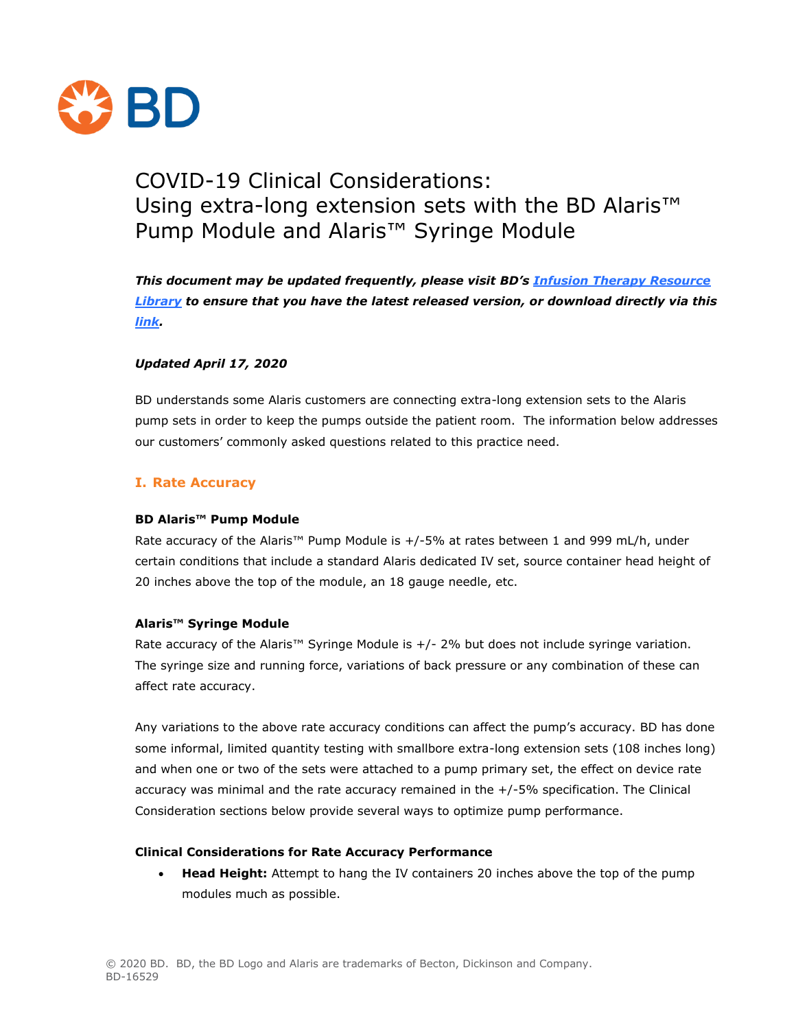# COVID-19 Clinical Considerations: Using extra-long extension sets with the BD Alaris™ Pump Module and Alaris™ Syringe Module

***This document may be updated frequently, please visit BD's [Infusion Therapy Resource Library](#) to ensure that you have the latest released version, or download directly via this [link](#).***

***Updated April 17, 2020***

BD understands some Alaris customers are connecting extra-long extension sets to the Alaris pump sets in order to keep the pumps outside the patient room. The information below addresses our customers' commonly asked questions related to this practice need.

## I. Rate Accuracy

**BD Alaris™ Pump Module**

Rate accuracy of the Alaris™ Pump Module is +/-5% at rates between 1 and 999 mL/h, under certain conditions that include a standard Alaris dedicated IV set, source container head height of 20 inches above the top of the module, an 18 gauge needle, etc.

**Alaris™ Syringe Module**

Rate accuracy of the Alaris™ Syringe Module is +/- 2% but does not include syringe variation. The syringe size and running force, variations of back pressure or any combination of these can affect rate accuracy.

Any variations to the above rate accuracy conditions can affect the pump's accuracy. BD has done some informal, limited quantity testing with smallbore extra-long extension sets (108 inches long) and when one or two of the sets were attached to a pump primary set, the effect on device rate accuracy was minimal and the rate accuracy remained in the +/-5% specification. The Clinical Consideration sections below provide several ways to optimize pump performance.

**Clinical Considerations for Rate Accuracy Performance**

- **Head Height:** Attempt to hang the IV containers 20 inches above the top of the pump modules much as possible.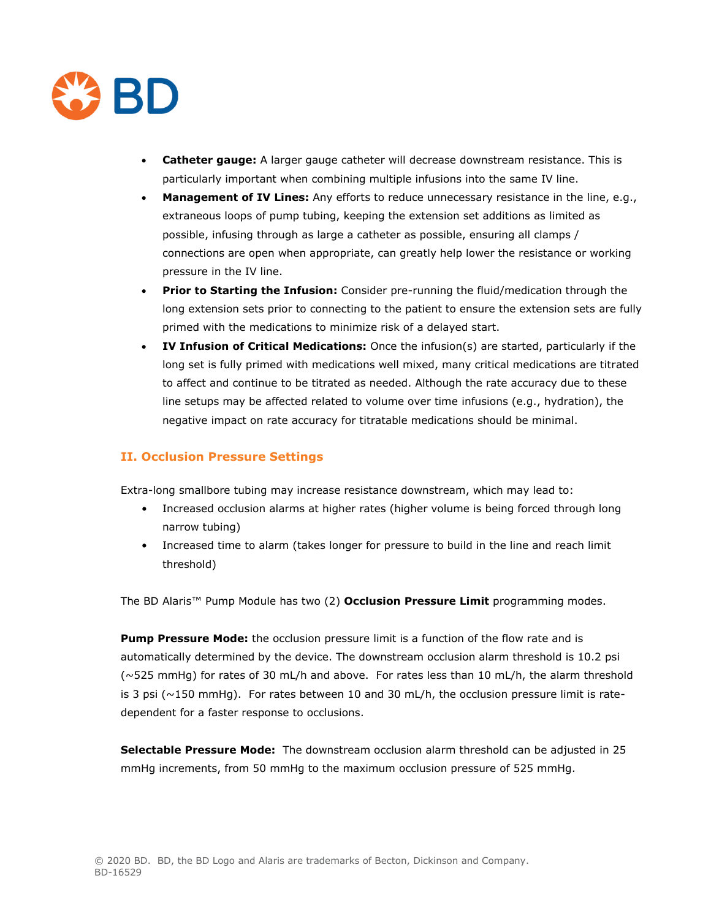- **Catheter gauge:** A larger gauge catheter will decrease downstream resistance. This is particularly important when combining multiple infusions into the same IV line.
- **Management of IV Lines:** Any efforts to reduce unnecessary resistance in the line, e.g., extraneous loops of pump tubing, keeping the extension set additions as limited as possible, infusing through as large a catheter as possible, ensuring all clamps / connections are open when appropriate, can greatly help lower the resistance or working pressure in the IV line.
- **Prior to Starting the Infusion:** Consider pre-running the fluid/medication through the long extension sets prior to connecting to the patient to ensure the extension sets are fully primed with the medications to minimize risk of a delayed start.
- **IV Infusion of Critical Medications:** Once the infusion(s) are started, particularly if the long set is fully primed with medications well mixed, many critical medications are titrated to affect and continue to be titrated as needed. Although the rate accuracy due to these line setups may be affected related to volume over time infusions (e.g., hydration), the negative impact on rate accuracy for titratable medications should be minimal.

## II. Occlusion Pressure Settings

Extra-long smallbore tubing may increase resistance downstream, which may lead to:

- Increased occlusion alarms at higher rates (higher volume is being forced through long narrow tubing)
- Increased time to alarm (takes longer for pressure to build in the line and reach limit threshold)

The BD Alaris™ Pump Module has two (2) **Occlusion Pressure Limit** programming modes.

**Pump Pressure Mode:** the occlusion pressure limit is a function of the flow rate and is automatically determined by the device. The downstream occlusion alarm threshold is 10.2 psi (~525 mmHg) for rates of 30 mL/h and above. For rates less than 10 mL/h, the alarm threshold is 3 psi (~150 mmHg). For rates between 10 and 30 mL/h, the occlusion pressure limit is rate-dependent for a faster response to occlusions.

**Selectable Pressure Mode:** The downstream occlusion alarm threshold can be adjusted in 25 mmHg increments, from 50 mmHg to the maximum occlusion pressure of 525 mmHg.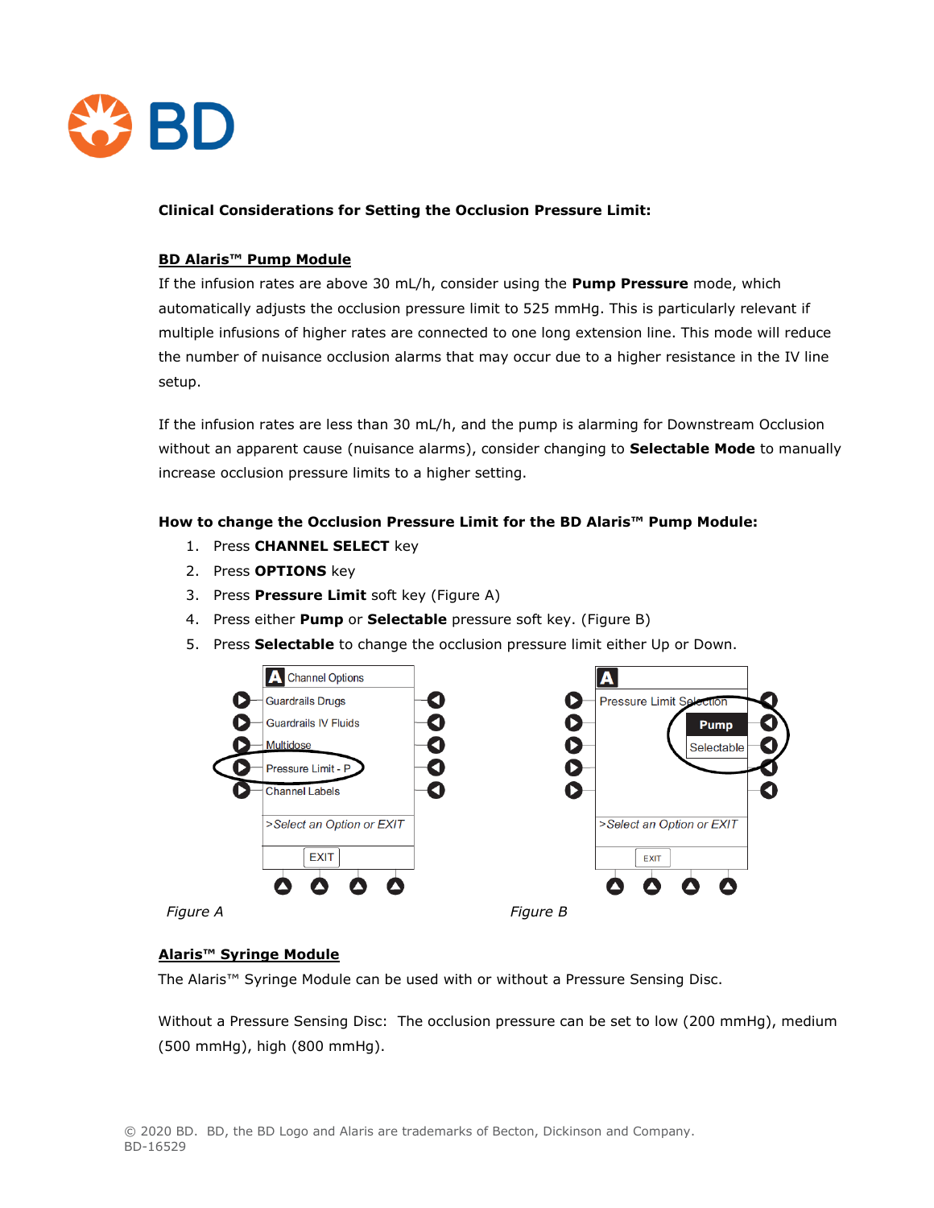**Clinical Considerations for Setting the Occlusion Pressure Limit:**

**BD Alaris™ Pump Module**

If the infusion rates are above 30 mL/h, consider using the **Pump Pressure** mode, which automatically adjusts the occlusion pressure limit to 525 mmHg. This is particularly relevant if multiple infusions of higher rates are connected to one long extension line. This mode will reduce the number of nuisance occlusion alarms that may occur due to a higher resistance in the IV line setup.

If the infusion rates are less than 30 mL/h, and the pump is alarming for Downstream Occlusion without an apparent cause (nuisance alarms), consider changing to **Selectable Mode** to manually increase occlusion pressure limits to a higher setting.

**How to change the Occlusion Pressure Limit for the BD Alaris™ Pump Module:**

1. Press **CHANNEL SELECT** key
2. Press **OPTIONS** key
3. Press **Pressure Limit** soft key (Figure A)
4. Press either **Pump** or **Selectable** pressure soft key. (Figure B)
5. Press **Selectable** to change the occlusion pressure limit either Up or Down.

*Figure A*

*Figure B*

**Alaris™ Syringe Module**

The Alaris™ Syringe Module can be used with or without a Pressure Sensing Disc.

Without a Pressure Sensing Disc: The occlusion pressure can be set to low (200 mmHg), medium (500 mmHg), high (800 mmHg).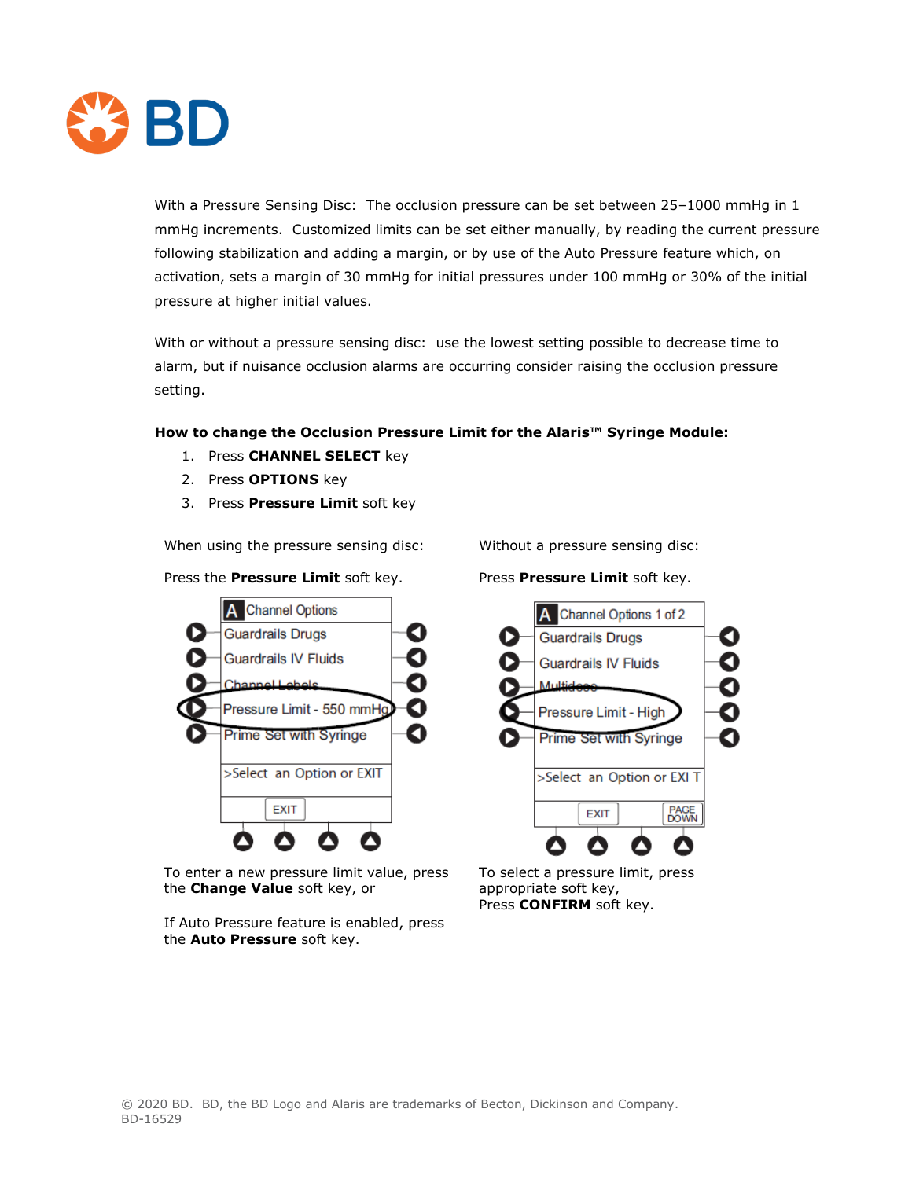With a Pressure Sensing Disc: The occlusion pressure can be set between 25–1000 mmHg in 1 mmHg increments. Customized limits can be set either manually, by reading the current pressure following stabilization and adding a margin, or by use of the Auto Pressure feature which, on activation, sets a margin of 30 mmHg for initial pressures under 100 mmHg or 30% of the initial pressure at higher initial values.

With or without a pressure sensing disc: use the lowest setting possible to decrease time to alarm, but if nuisance occlusion alarms are occurring consider raising the occlusion pressure setting.

**How to change the Occlusion Pressure Limit for the Alaris™ Syringe Module:**

1. Press **CHANNEL SELECT** key
2. Press **OPTIONS** key
3. Press **Pressure Limit** soft key

When using the pressure sensing disc:

Press the **Pressure Limit** soft key.

To enter a new pressure limit value, press the **Change Value** soft key, or

If Auto Pressure feature is enabled, press the **Auto Pressure** soft key.

Without a pressure sensing disc:

Press **Pressure Limit** soft key.

To select a pressure limit, press appropriate soft key,
Press **CONFIRM** soft key.

© 2020 BD. BD, the BD Logo and Alaris are trademarks of Becton, Dickinson and Company.
BD-16529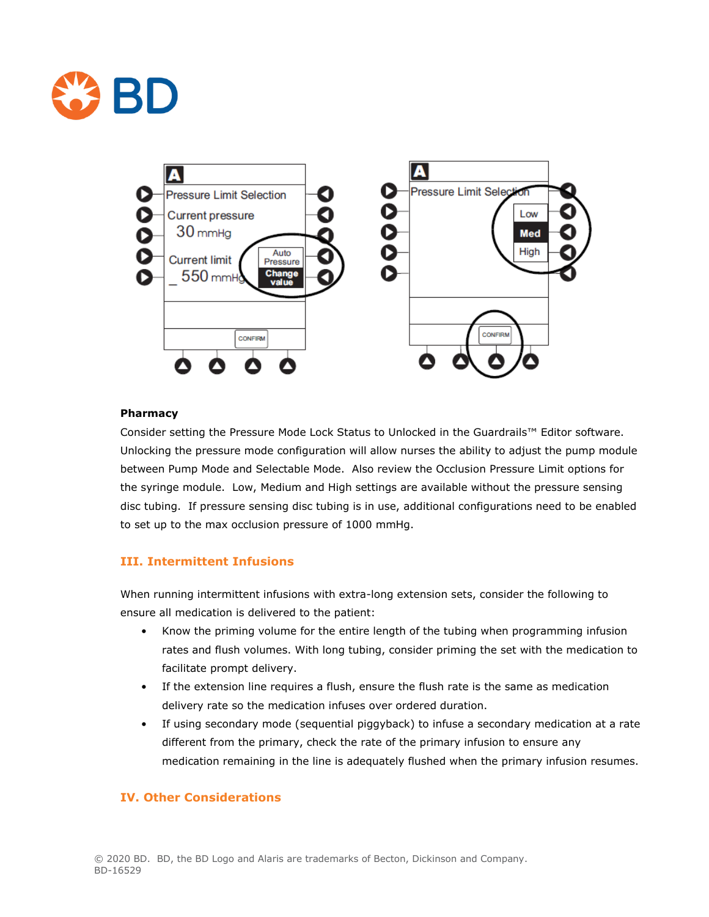**Pharmacy**

Consider setting the Pressure Mode Lock Status to Unlocked in the Guardrails™ Editor software. Unlocking the pressure mode configuration will allow nurses the ability to adjust the pump module between Pump Mode and Selectable Mode. Also review the Occlusion Pressure Limit options for the syringe module. Low, Medium and High settings are available without the pressure sensing disc tubing. If pressure sensing disc tubing is in use, additional configurations need to be enabled to set up to the max occlusion pressure of 1000 mmHg.

## III. Intermittent Infusions

When running intermittent infusions with extra-long extension sets, consider the following to ensure all medication is delivered to the patient:

- Know the priming volume for the entire length of the tubing when programming infusion rates and flush volumes. With long tubing, consider priming the set with the medication to facilitate prompt delivery.
- If the extension line requires a flush, ensure the flush rate is the same as medication delivery rate so the medication infuses over ordered duration.
- If using secondary mode (sequential piggyback) to infuse a secondary medication at a rate different from the primary, check the rate of the primary infusion to ensure any medication remaining in the line is adequately flushed when the primary infusion resumes.

## IV. Other Considerations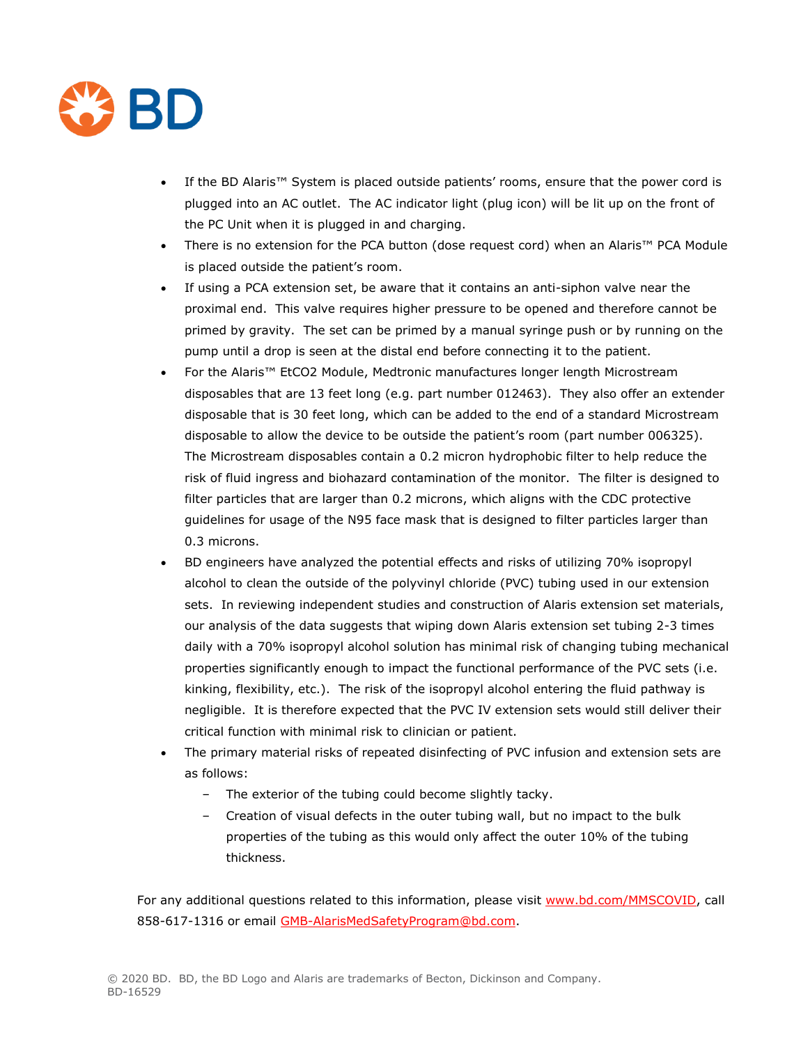- If the BD Alaris™ System is placed outside patients' rooms, ensure that the power cord is plugged into an AC outlet. The AC indicator light (plug icon) will be lit up on the front of the PC Unit when it is plugged in and charging.
- There is no extension for the PCA button (dose request cord) when an Alaris™ PCA Module is placed outside the patient's room.
- If using a PCA extension set, be aware that it contains an anti-siphon valve near the proximal end. This valve requires higher pressure to be opened and therefore cannot be primed by gravity. The set can be primed by a manual syringe push or by running on the pump until a drop is seen at the distal end before connecting it to the patient.
- For the Alaris™ EtCO2 Module, Medtronic manufactures longer length Microstream disposables that are 13 feet long (e.g. part number 012463). They also offer an extender disposable that is 30 feet long, which can be added to the end of a standard Microstream disposable to allow the device to be outside the patient's room (part number 006325). The Microstream disposables contain a 0.2 micron hydrophobic filter to help reduce the risk of fluid ingress and biohazard contamination of the monitor. The filter is designed to filter particles that are larger than 0.2 microns, which aligns with the CDC protective guidelines for usage of the N95 face mask that is designed to filter particles larger than 0.3 microns.
- BD engineers have analyzed the potential effects and risks of utilizing 70% isopropyl alcohol to clean the outside of the polyvinyl chloride (PVC) tubing used in our extension sets. In reviewing independent studies and construction of Alaris extension set materials, our analysis of the data suggests that wiping down Alaris extension set tubing 2-3 times daily with a 70% isopropyl alcohol solution has minimal risk of changing tubing mechanical properties significantly enough to impact the functional performance of the PVC sets (i.e. kinking, flexibility, etc.). The risk of the isopropyl alcohol entering the fluid pathway is negligible. It is therefore expected that the PVC IV extension sets would still deliver their critical function with minimal risk to clinician or patient.
- The primary material risks of repeated disinfecting of PVC infusion and extension sets are as follows:
  - The exterior of the tubing could become slightly tacky.
  - Creation of visual defects in the outer tubing wall, but no impact to the bulk properties of the tubing as this would only affect the outer 10% of the tubing thickness.

For any additional questions related to this information, please visit www.bd.com/MMSCOVID, call 858-617-1316 or email GMB-AlarisMedSafetyProgram@bd.com.

© 2020 BD. BD, the BD Logo and Alaris are trademarks of Becton, Dickinson and Company.
BD-16529